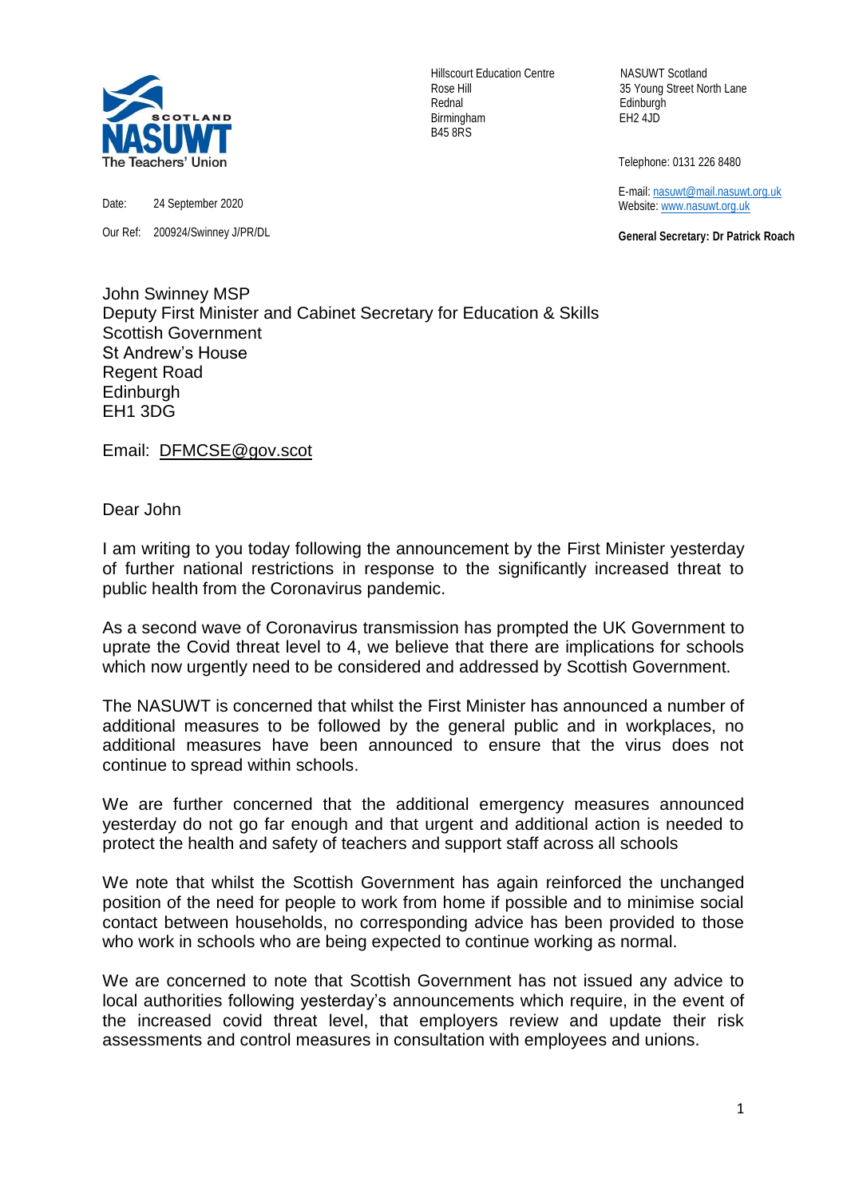NASUWT Scotland
The Teachers' Union

Hillscourt Education Centre
Rose Hill
Rednal
Birmingham
B45 8RS

NASUWT Scotland
35 Young Street North Lane
Edinburgh
EH2 4JD

Telephone: 0131 226 8480

E-mail: nasuwt@mail.nasuwt.org.uk
Website: www.nasuwt.org.uk

**General Secretary: Dr Patrick Roach**

Date: 24 September 2020

Our Ref: 200924/Swinney J/PR/DL

John Swinney MSP
Deputy First Minister and Cabinet Secretary for Education & Skills
Scottish Government
St Andrew's House
Regent Road
Edinburgh
EH1 3DG

Email: DFMCSE@gov.scot

Dear John

I am writing to you today following the announcement by the First Minister yesterday of further national restrictions in response to the significantly increased threat to public health from the Coronavirus pandemic.

As a second wave of Coronavirus transmission has prompted the UK Government to uprate the Covid threat level to 4, we believe that there are implications for schools which now urgently need to be considered and addressed by Scottish Government.

The NASUWT is concerned that whilst the First Minister has announced a number of additional measures to be followed by the general public and in workplaces, no additional measures have been announced to ensure that the virus does not continue to spread within schools.

We are further concerned that the additional emergency measures announced yesterday do not go far enough and that urgent and additional action is needed to protect the health and safety of teachers and support staff across all schools

We note that whilst the Scottish Government has again reinforced the unchanged position of the need for people to work from home if possible and to minimise social contact between households, no corresponding advice has been provided to those who work in schools who are being expected to continue working as normal.

We are concerned to note that Scottish Government has not issued any advice to local authorities following yesterday's announcements which require, in the event of the increased covid threat level, that employers review and update their risk assessments and control measures in consultation with employees and unions.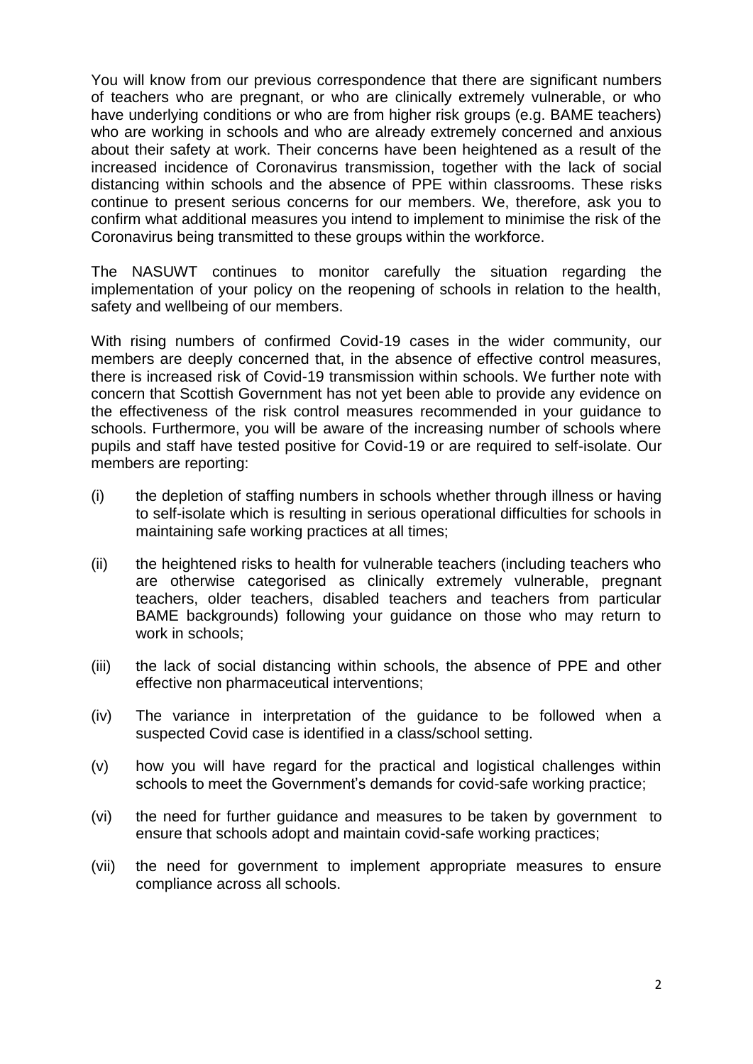You will know from our previous correspondence that there are significant numbers of teachers who are pregnant, or who are clinically extremely vulnerable, or who have underlying conditions or who are from higher risk groups (e.g. BAME teachers) who are working in schools and who are already extremely concerned and anxious about their safety at work. Their concerns have been heightened as a result of the increased incidence of Coronavirus transmission, together with the lack of social distancing within schools and the absence of PPE within classrooms. These risks continue to present serious concerns for our members. We, therefore, ask you to confirm what additional measures you intend to implement to minimise the risk of the Coronavirus being transmitted to these groups within the workforce.

The NASUWT continues to monitor carefully the situation regarding the implementation of your policy on the reopening of schools in relation to the health, safety and wellbeing of our members.

With rising numbers of confirmed Covid-19 cases in the wider community, our members are deeply concerned that, in the absence of effective control measures, there is increased risk of Covid-19 transmission within schools. We further note with concern that Scottish Government has not yet been able to provide any evidence on the effectiveness of the risk control measures recommended in your guidance to schools. Furthermore, you will be aware of the increasing number of schools where pupils and staff have tested positive for Covid-19 or are required to self-isolate. Our members are reporting:

(i) the depletion of staffing numbers in schools whether through illness or having to self-isolate which is resulting in serious operational difficulties for schools in maintaining safe working practices at all times;

(ii) the heightened risks to health for vulnerable teachers (including teachers who are otherwise categorised as clinically extremely vulnerable, pregnant teachers, older teachers, disabled teachers and teachers from particular BAME backgrounds) following your guidance on those who may return to work in schools;

(iii) the lack of social distancing within schools, the absence of PPE and other effective non pharmaceutical interventions;

(iv) The variance in interpretation of the guidance to be followed when a suspected Covid case is identified in a class/school setting.

(v) how you will have regard for the practical and logistical challenges within schools to meet the Government's demands for covid-safe working practice;

(vi) the need for further guidance and measures to be taken by government to ensure that schools adopt and maintain covid-safe working practices;

(vii) the need for government to implement appropriate measures to ensure compliance across all schools.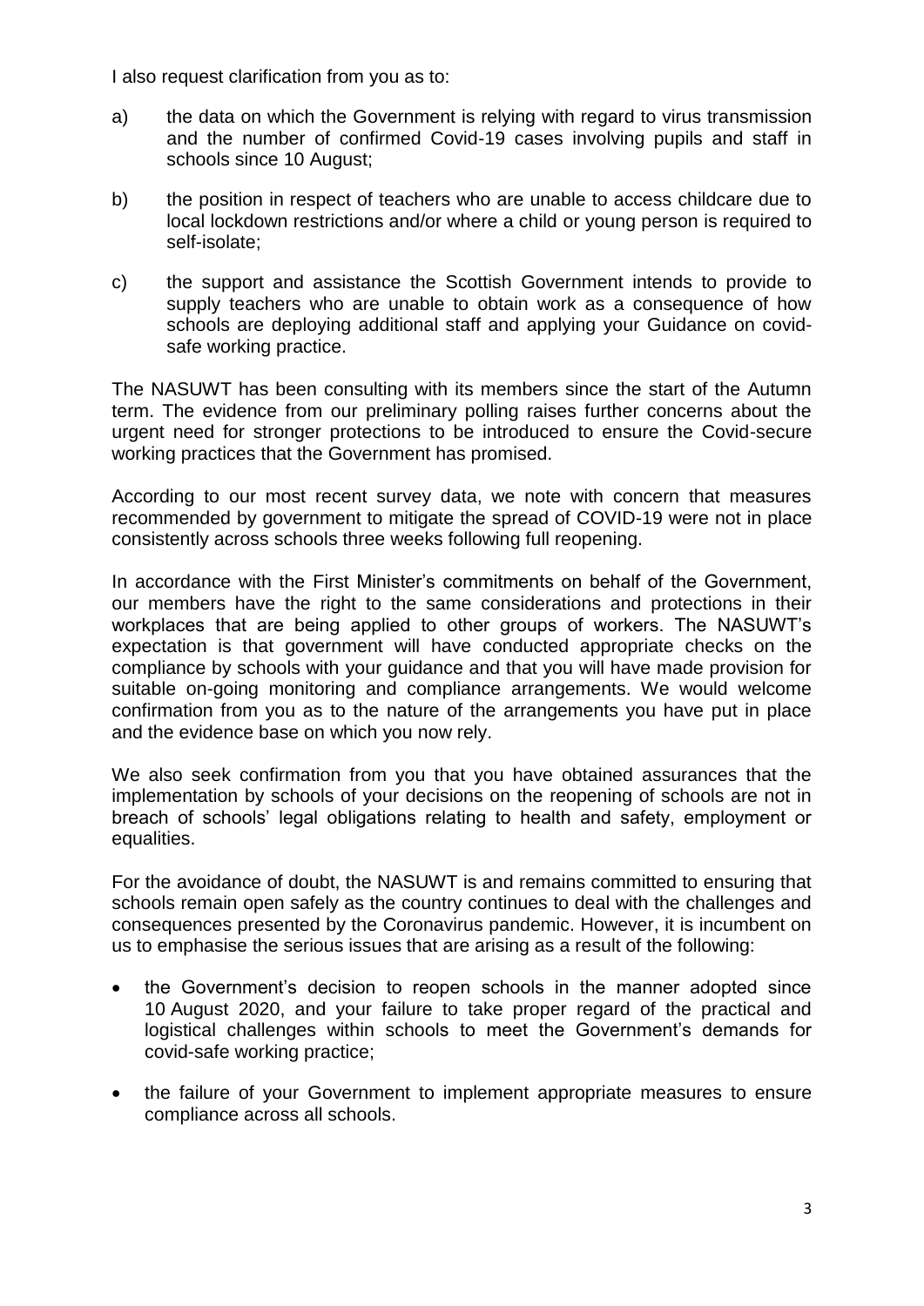I also request clarification from you as to:

a) the data on which the Government is relying with regard to virus transmission and the number of confirmed Covid-19 cases involving pupils and staff in schools since 10 August;

b) the position in respect of teachers who are unable to access childcare due to local lockdown restrictions and/or where a child or young person is required to self-isolate;

c) the support and assistance the Scottish Government intends to provide to supply teachers who are unable to obtain work as a consequence of how schools are deploying additional staff and applying your Guidance on covid-safe working practice.

The NASUWT has been consulting with its members since the start of the Autumn term. The evidence from our preliminary polling raises further concerns about the urgent need for stronger protections to be introduced to ensure the Covid-secure working practices that the Government has promised.

According to our most recent survey data, we note with concern that measures recommended by government to mitigate the spread of COVID-19 were not in place consistently across schools three weeks following full reopening.

In accordance with the First Minister's commitments on behalf of the Government, our members have the right to the same considerations and protections in their workplaces that are being applied to other groups of workers. The NASUWT's expectation is that government will have conducted appropriate checks on the compliance by schools with your guidance and that you will have made provision for suitable on-going monitoring and compliance arrangements. We would welcome confirmation from you as to the nature of the arrangements you have put in place and the evidence base on which you now rely.

We also seek confirmation from you that you have obtained assurances that the implementation by schools of your decisions on the reopening of schools are not in breach of schools' legal obligations relating to health and safety, employment or equalities.

For the avoidance of doubt, the NASUWT is and remains committed to ensuring that schools remain open safely as the country continues to deal with the challenges and consequences presented by the Coronavirus pandemic. However, it is incumbent on us to emphasise the serious issues that are arising as a result of the following:

- the Government's decision to reopen schools in the manner adopted since 10 August 2020, and your failure to take proper regard of the practical and logistical challenges within schools to meet the Government's demands for covid-safe working practice;
- the failure of your Government to implement appropriate measures to ensure compliance across all schools.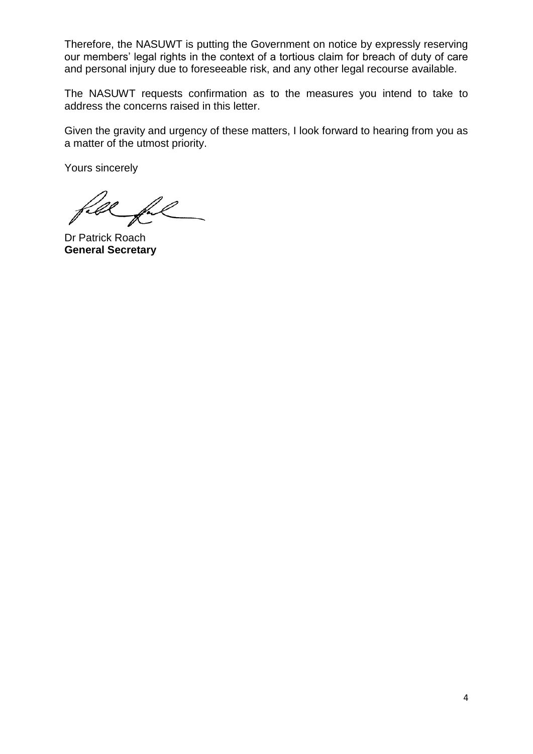Therefore, the NASUWT is putting the Government on notice by expressly reserving our members' legal rights in the context of a tortious claim for breach of duty of care and personal injury due to foreseeable risk, and any other legal recourse available.

The NASUWT requests confirmation as to the measures you intend to take to address the concerns raised in this letter.

Given the gravity and urgency of these matters, I look forward to hearing from you as a matter of the utmost priority.

Yours sincerely

Dr Patrick Roach
**General Secretary**